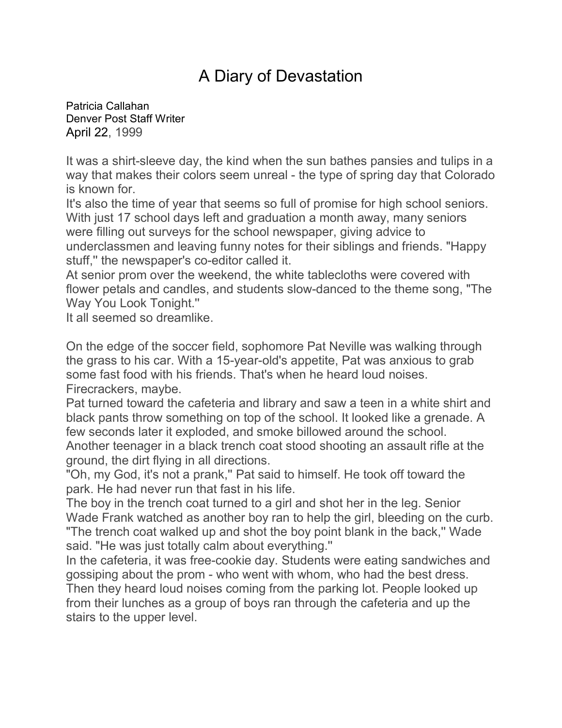# A Diary of Devastation

Patricia Callahan
Denver Post Staff Writer
April 22, 1999

It was a shirt-sleeve day, the kind when the sun bathes pansies and tulips in a way that makes their colors seem unreal - the type of spring day that Colorado is known for.

It's also the time of year that seems so full of promise for high school seniors. With just 17 school days left and graduation a month away, many seniors were filling out surveys for the school newspaper, giving advice to underclassmen and leaving funny notes for their siblings and friends. "Happy stuff,'' the newspaper's co-editor called it.

At senior prom over the weekend, the white tablecloths were covered with flower petals and candles, and students slow-danced to the theme song, "The Way You Look Tonight.''

It all seemed so dreamlike.

On the edge of the soccer field, sophomore Pat Neville was walking through the grass to his car. With a 15-year-old's appetite, Pat was anxious to grab some fast food with his friends. That's when he heard loud noises. Firecrackers, maybe.

Pat turned toward the cafeteria and library and saw a teen in a white shirt and black pants throw something on top of the school. It looked like a grenade. A few seconds later it exploded, and smoke billowed around the school.

Another teenager in a black trench coat stood shooting an assault rifle at the ground, the dirt flying in all directions.

"Oh, my God, it's not a prank,'' Pat said to himself. He took off toward the park. He had never run that fast in his life.

The boy in the trench coat turned to a girl and shot her in the leg. Senior Wade Frank watched as another boy ran to help the girl, bleeding on the curb. "The trench coat walked up and shot the boy point blank in the back,'' Wade said. "He was just totally calm about everything.''

In the cafeteria, it was free-cookie day. Students were eating sandwiches and gossiping about the prom - who went with whom, who had the best dress. Then they heard loud noises coming from the parking lot. People looked up from their lunches as a group of boys ran through the cafeteria and up the stairs to the upper level.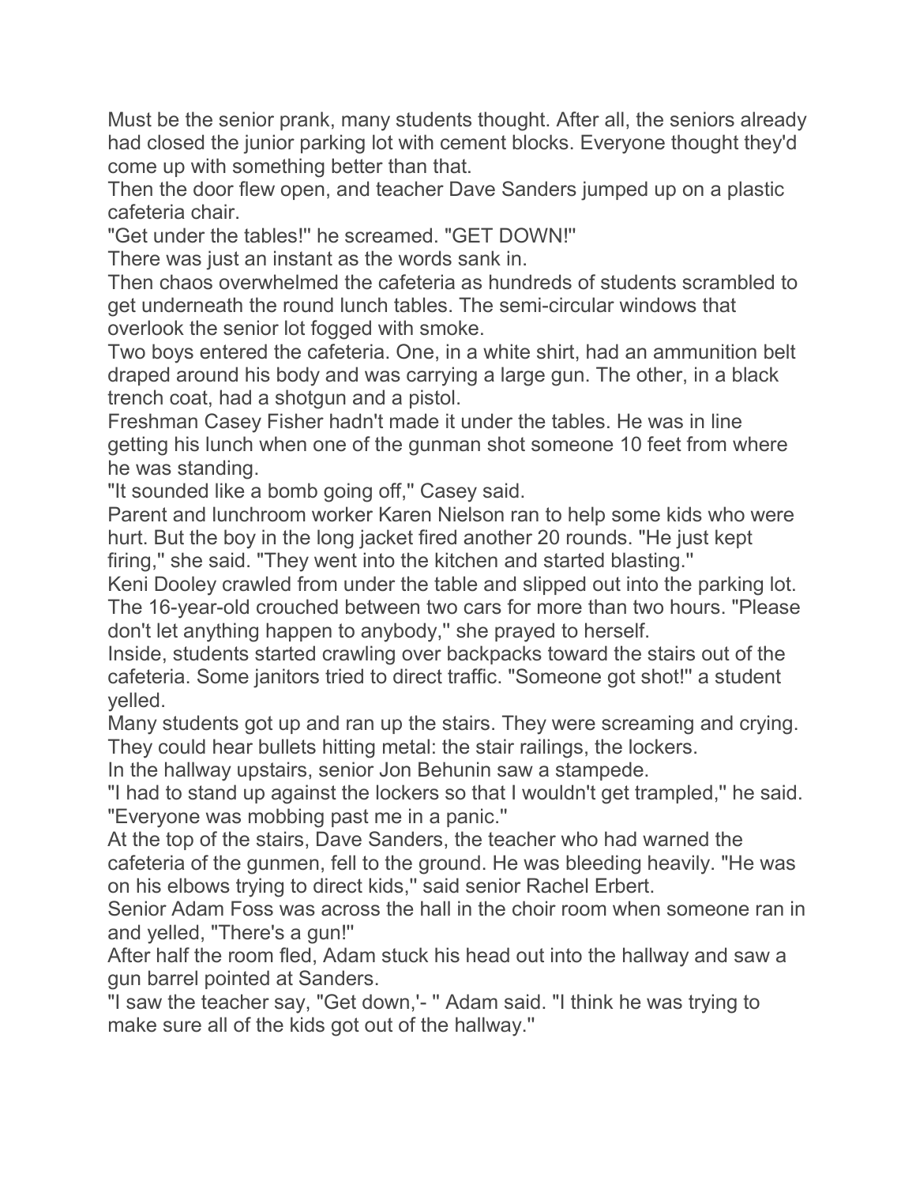Must be the senior prank, many students thought. After all, the seniors already had closed the junior parking lot with cement blocks. Everyone thought they'd come up with something better than that.

Then the door flew open, and teacher Dave Sanders jumped up on a plastic cafeteria chair.

"Get under the tables!'' he screamed. "GET DOWN!''

There was just an instant as the words sank in.

Then chaos overwhelmed the cafeteria as hundreds of students scrambled to get underneath the round lunch tables. The semi-circular windows that overlook the senior lot fogged with smoke.

Two boys entered the cafeteria. One, in a white shirt, had an ammunition belt draped around his body and was carrying a large gun. The other, in a black trench coat, had a shotgun and a pistol.

Freshman Casey Fisher hadn't made it under the tables. He was in line getting his lunch when one of the gunman shot someone 10 feet from where he was standing.

"It sounded like a bomb going off,'' Casey said.

Parent and lunchroom worker Karen Nielson ran to help some kids who were hurt. But the boy in the long jacket fired another 20 rounds. "He just kept firing,'' she said. "They went into the kitchen and started blasting.''

Keni Dooley crawled from under the table and slipped out into the parking lot. The 16-year-old crouched between two cars for more than two hours. "Please don't let anything happen to anybody,'' she prayed to herself.

Inside, students started crawling over backpacks toward the stairs out of the cafeteria. Some janitors tried to direct traffic. "Someone got shot!'' a student yelled.

Many students got up and ran up the stairs. They were screaming and crying. They could hear bullets hitting metal: the stair railings, the lockers.

In the hallway upstairs, senior Jon Behunin saw a stampede.

"I had to stand up against the lockers so that I wouldn't get trampled,'' he said. "Everyone was mobbing past me in a panic.''

At the top of the stairs, Dave Sanders, the teacher who had warned the cafeteria of the gunmen, fell to the ground. He was bleeding heavily. "He was on his elbows trying to direct kids,'' said senior Rachel Erbert.

Senior Adam Foss was across the hall in the choir room when someone ran in and yelled, "There's a gun!''

After half the room fled, Adam stuck his head out into the hallway and saw a gun barrel pointed at Sanders.

"I saw the teacher say, "Get down,'- '' Adam said. "I think he was trying to make sure all of the kids got out of the hallway.''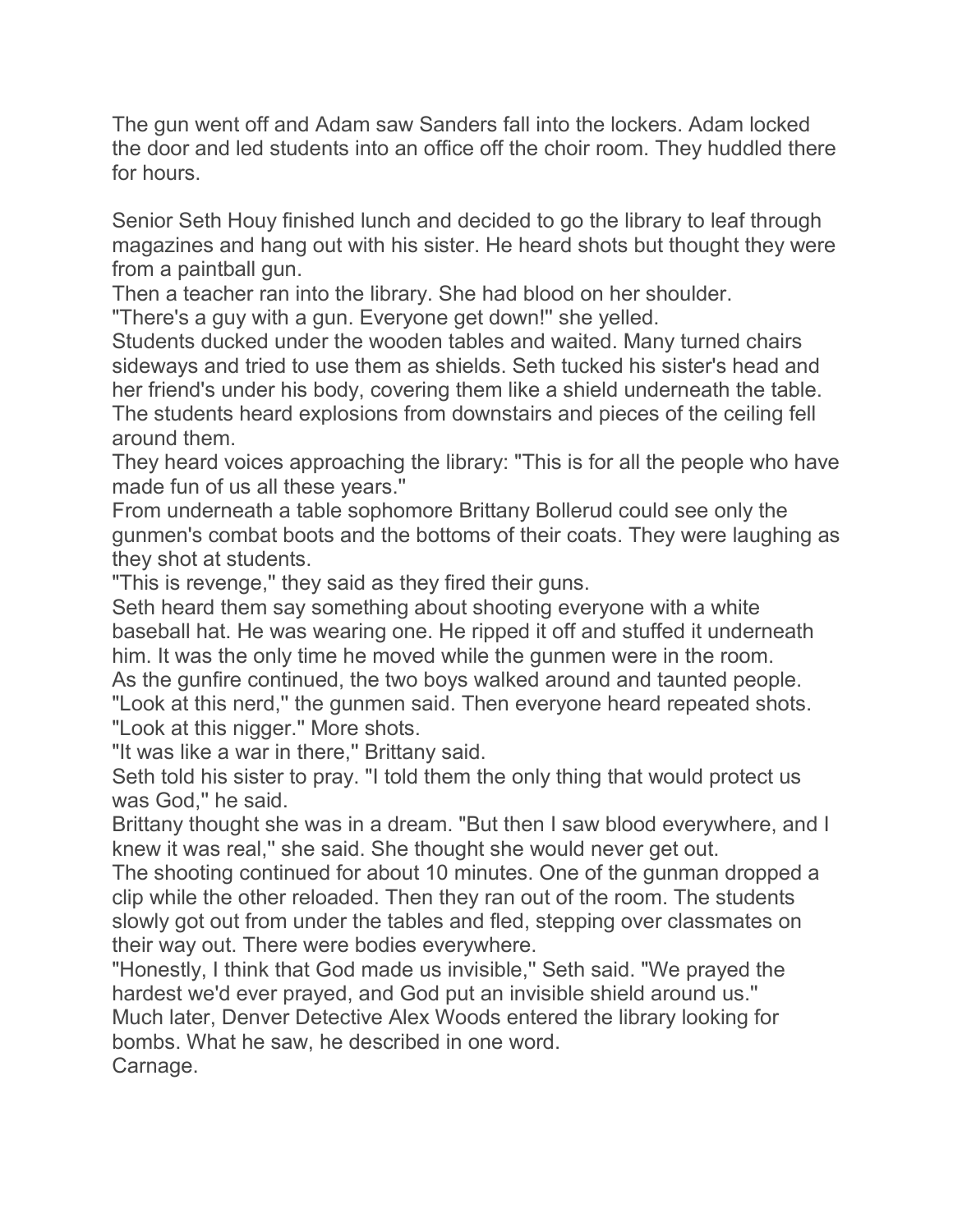The gun went off and Adam saw Sanders fall into the lockers. Adam locked the door and led students into an office off the choir room. They huddled there for hours.

Senior Seth Houy finished lunch and decided to go the library to leaf through magazines and hang out with his sister. He heard shots but thought they were from a paintball gun.

Then a teacher ran into the library. She had blood on her shoulder.

"There's a guy with a gun. Everyone get down!'' she yelled.

Students ducked under the wooden tables and waited. Many turned chairs sideways and tried to use them as shields. Seth tucked his sister's head and her friend's under his body, covering them like a shield underneath the table. The students heard explosions from downstairs and pieces of the ceiling fell around them.

They heard voices approaching the library: "This is for all the people who have made fun of us all these years.''

From underneath a table sophomore Brittany Bollerud could see only the gunmen's combat boots and the bottoms of their coats. They were laughing as they shot at students.

"This is revenge,'' they said as they fired their guns.

Seth heard them say something about shooting everyone with a white baseball hat. He was wearing one. He ripped it off and stuffed it underneath him. It was the only time he moved while the gunmen were in the room.

As the gunfire continued, the two boys walked around and taunted people.

"Look at this nerd,'' the gunmen said. Then everyone heard repeated shots.

"Look at this nigger.'' More shots.

"It was like a war in there,'' Brittany said.

Seth told his sister to pray. "I told them the only thing that would protect us was God,'' he said.

Brittany thought she was in a dream. "But then I saw blood everywhere, and I knew it was real,'' she said. She thought she would never get out.

The shooting continued for about 10 minutes. One of the gunman dropped a clip while the other reloaded. Then they ran out of the room. The students slowly got out from under the tables and fled, stepping over classmates on their way out. There were bodies everywhere.

"Honestly, I think that God made us invisible,'' Seth said. "We prayed the hardest we'd ever prayed, and God put an invisible shield around us.''

Much later, Denver Detective Alex Woods entered the library looking for bombs. What he saw, he described in one word.

Carnage.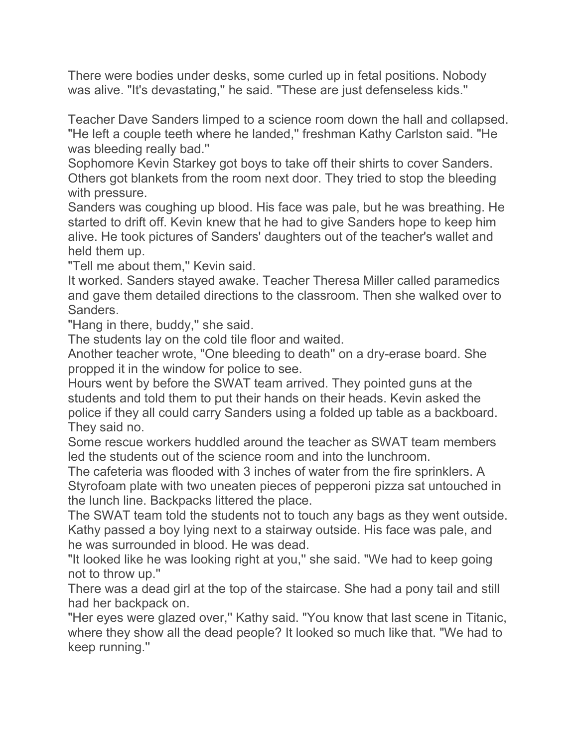There were bodies under desks, some curled up in fetal positions. Nobody was alive. "It's devastating,'' he said. "These are just defenseless kids.''

Teacher Dave Sanders limped to a science room down the hall and collapsed. "He left a couple teeth where he landed,'' freshman Kathy Carlston said. "He was bleeding really bad.''

Sophomore Kevin Starkey got boys to take off their shirts to cover Sanders. Others got blankets from the room next door. They tried to stop the bleeding with pressure.

Sanders was coughing up blood. His face was pale, but he was breathing. He started to drift off. Kevin knew that he had to give Sanders hope to keep him alive. He took pictures of Sanders' daughters out of the teacher's wallet and held them up.

"Tell me about them,'' Kevin said.

It worked. Sanders stayed awake. Teacher Theresa Miller called paramedics and gave them detailed directions to the classroom. Then she walked over to Sanders.

"Hang in there, buddy,'' she said.

The students lay on the cold tile floor and waited.

Another teacher wrote, "One bleeding to death'' on a dry-erase board. She propped it in the window for police to see.

Hours went by before the SWAT team arrived. They pointed guns at the students and told them to put their hands on their heads. Kevin asked the police if they all could carry Sanders using a folded up table as a backboard. They said no.

Some rescue workers huddled around the teacher as SWAT team members led the students out of the science room and into the lunchroom.

The cafeteria was flooded with 3 inches of water from the fire sprinklers. A Styrofoam plate with two uneaten pieces of pepperoni pizza sat untouched in the lunch line. Backpacks littered the place.

The SWAT team told the students not to touch any bags as they went outside. Kathy passed a boy lying next to a stairway outside. His face was pale, and he was surrounded in blood. He was dead.

"It looked like he was looking right at you,'' she said. "We had to keep going not to throw up.''

There was a dead girl at the top of the staircase. She had a pony tail and still had her backpack on.

"Her eyes were glazed over,'' Kathy said. "You know that last scene in Titanic, where they show all the dead people? It looked so much like that. "We had to keep running.''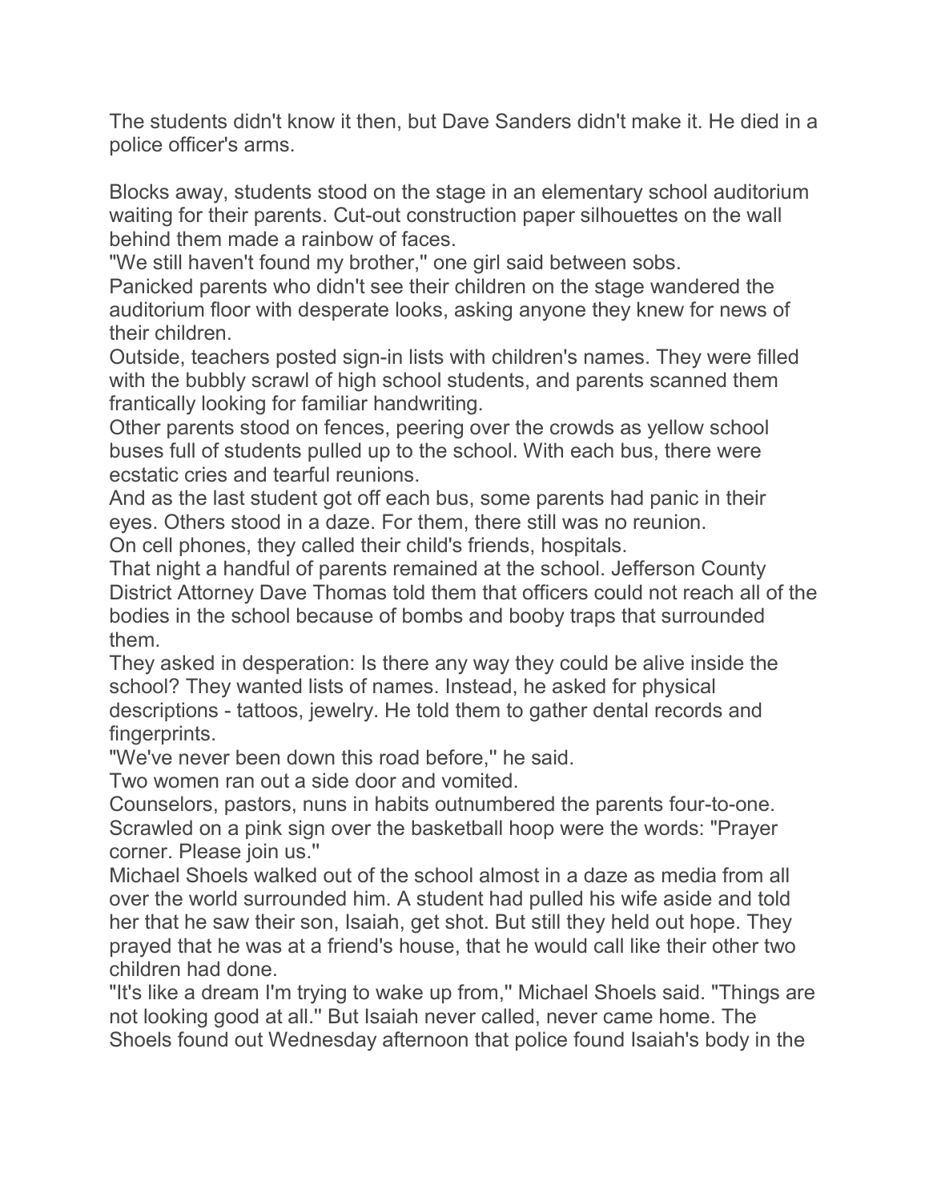The students didn't know it then, but Dave Sanders didn't make it. He died in a police officer's arms.

Blocks away, students stood on the stage in an elementary school auditorium waiting for their parents. Cut-out construction paper silhouettes on the wall behind them made a rainbow of faces.

''We still haven't found my brother,'' one girl said between sobs.

Panicked parents who didn't see their children on the stage wandered the auditorium floor with desperate looks, asking anyone they knew for news of their children.

Outside, teachers posted sign-in lists with children's names. They were filled with the bubbly scrawl of high school students, and parents scanned them frantically looking for familiar handwriting.

Other parents stood on fences, peering over the crowds as yellow school buses full of students pulled up to the school. With each bus, there were ecstatic cries and tearful reunions.

And as the last student got off each bus, some parents had panic in their eyes. Others stood in a daze. For them, there still was no reunion.

On cell phones, they called their child's friends, hospitals.

That night a handful of parents remained at the school. Jefferson County District Attorney Dave Thomas told them that officers could not reach all of the bodies in the school because of bombs and booby traps that surrounded them.

They asked in desperation: Is there any way they could be alive inside the school? They wanted lists of names. Instead, he asked for physical descriptions - tattoos, jewelry. He told them to gather dental records and fingerprints.

''We've never been down this road before,'' he said.

Two women ran out a side door and vomited.

Counselors, pastors, nuns in habits outnumbered the parents four-to-one. Scrawled on a pink sign over the basketball hoop were the words: ''Prayer corner. Please join us.''

Michael Shoels walked out of the school almost in a daze as media from all over the world surrounded him. A student had pulled his wife aside and told her that he saw their son, Isaiah, get shot. But still they held out hope. They prayed that he was at a friend's house, that he would call like their other two children had done.

''It's like a dream I'm trying to wake up from,'' Michael Shoels said. ''Things are not looking good at all.'' But Isaiah never called, never came home. The Shoels found out Wednesday afternoon that police found Isaiah's body in the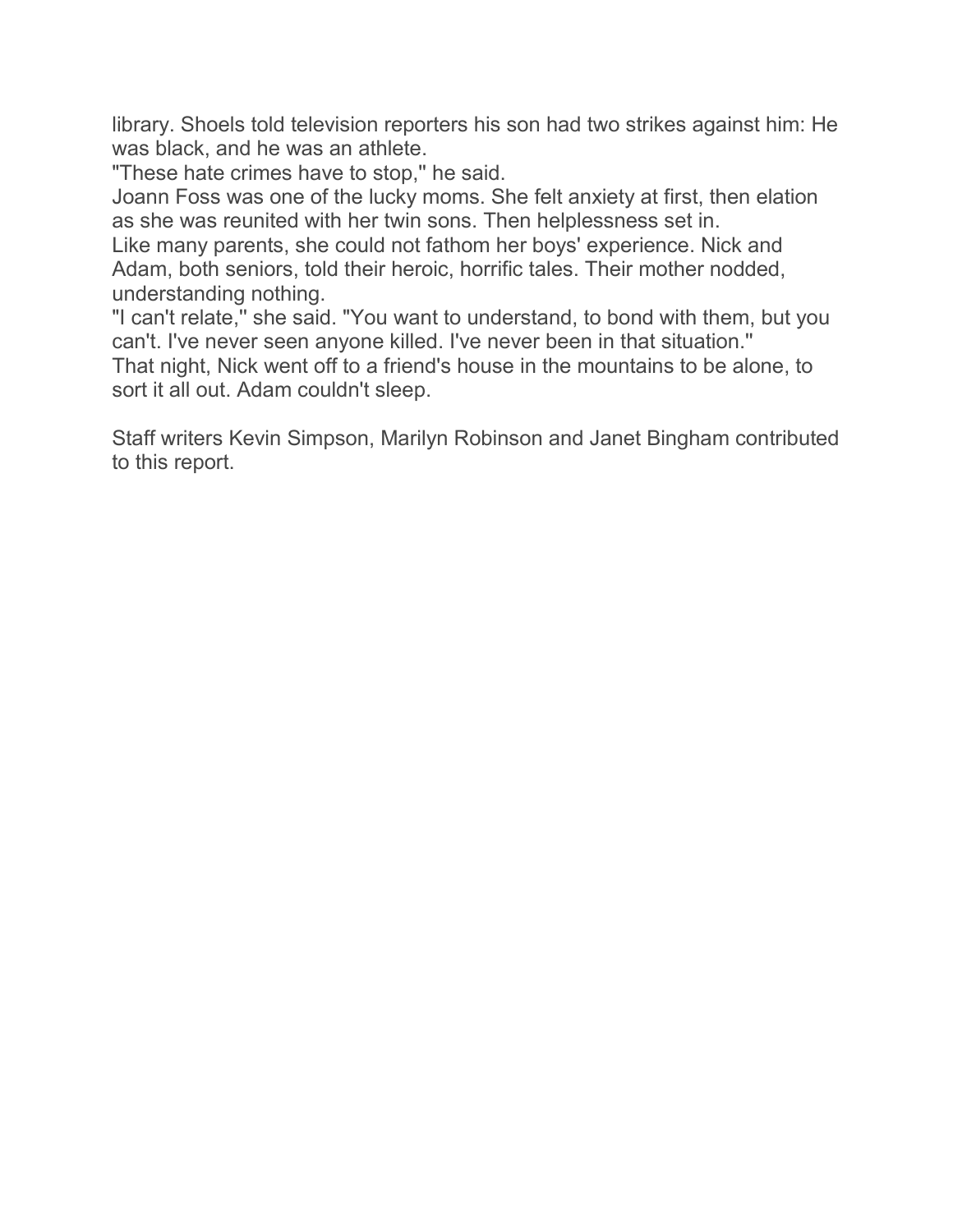library. Shoels told television reporters his son had two strikes against him: He was black, and he was an athlete.

"These hate crimes have to stop,'' he said.

Joann Foss was one of the lucky moms. She felt anxiety at first, then elation as she was reunited with her twin sons. Then helplessness set in.

Like many parents, she could not fathom her boys' experience. Nick and Adam, both seniors, told their heroic, horrific tales. Their mother nodded, understanding nothing.

"I can't relate,'' she said. "You want to understand, to bond with them, but you can't. I've never seen anyone killed. I've never been in that situation.''

That night, Nick went off to a friend's house in the mountains to be alone, to sort it all out. Adam couldn't sleep.

Staff writers Kevin Simpson, Marilyn Robinson and Janet Bingham contributed to this report.